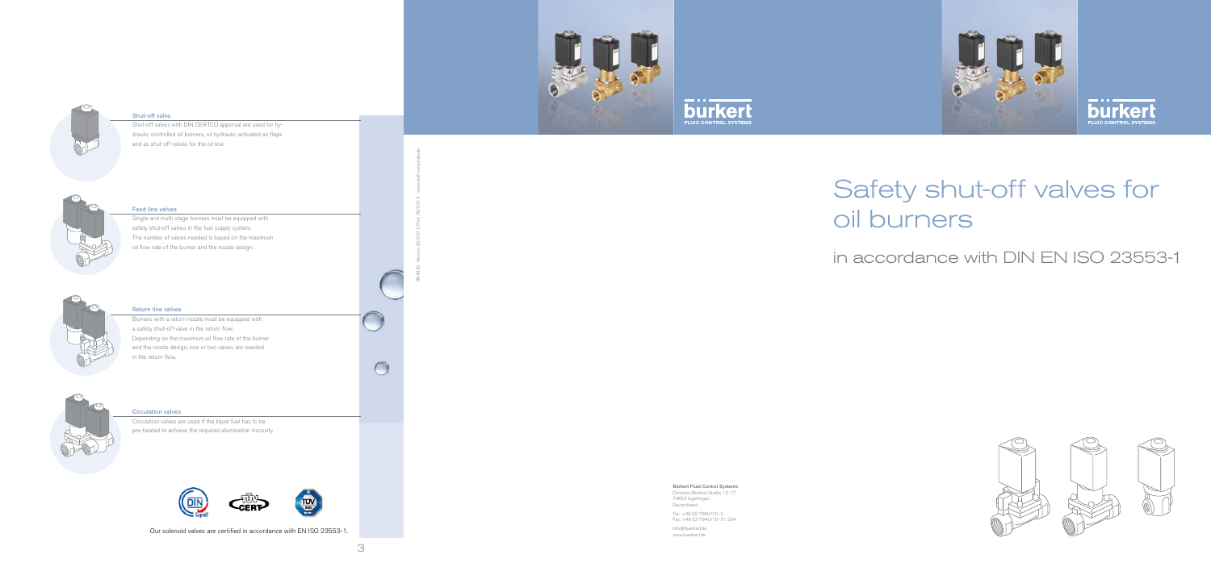### Shut-off valve

Shut-off valves with DIN CERTCO approval are used for hydraulic controlled oil burners, oil hydraulic activated air flaps and as shut-off valves for the oil line.

### Feed line valves

Single and multi stage burners must be equipped with safety shut-off valves in the fuel supply system. The number of valves needed is based on the maximum oil flow rate of the burner and the nozzle design.

### Return line valves

Burners with a return nozzle must be equipped with a safety shut-off valve in the return flow. Depending on the maximum oil flow rate of the burner and the nozzle design, one or two valves are needed in the return flow.

### Circulation valves

Circulation valves are used if the liquid fuel has to be pre-heated to achieve the required atomization viscosity.

Our solenoid valves are certified in accordance with EN ISO 23553-1.

# Safety shut-off valves for oil burners

## in accordance with DIN EN ISO 23553-1

**Bürkert Fluid Control Systems**
Christian-Bürkert-Straße 13-17
74653 Ingelfingen
Deutschland

Tel.: +49 (0) 7940/10-0
Fax: +49 (0) 7940/10-91 204

info@buerkert.de
www.buerkert.de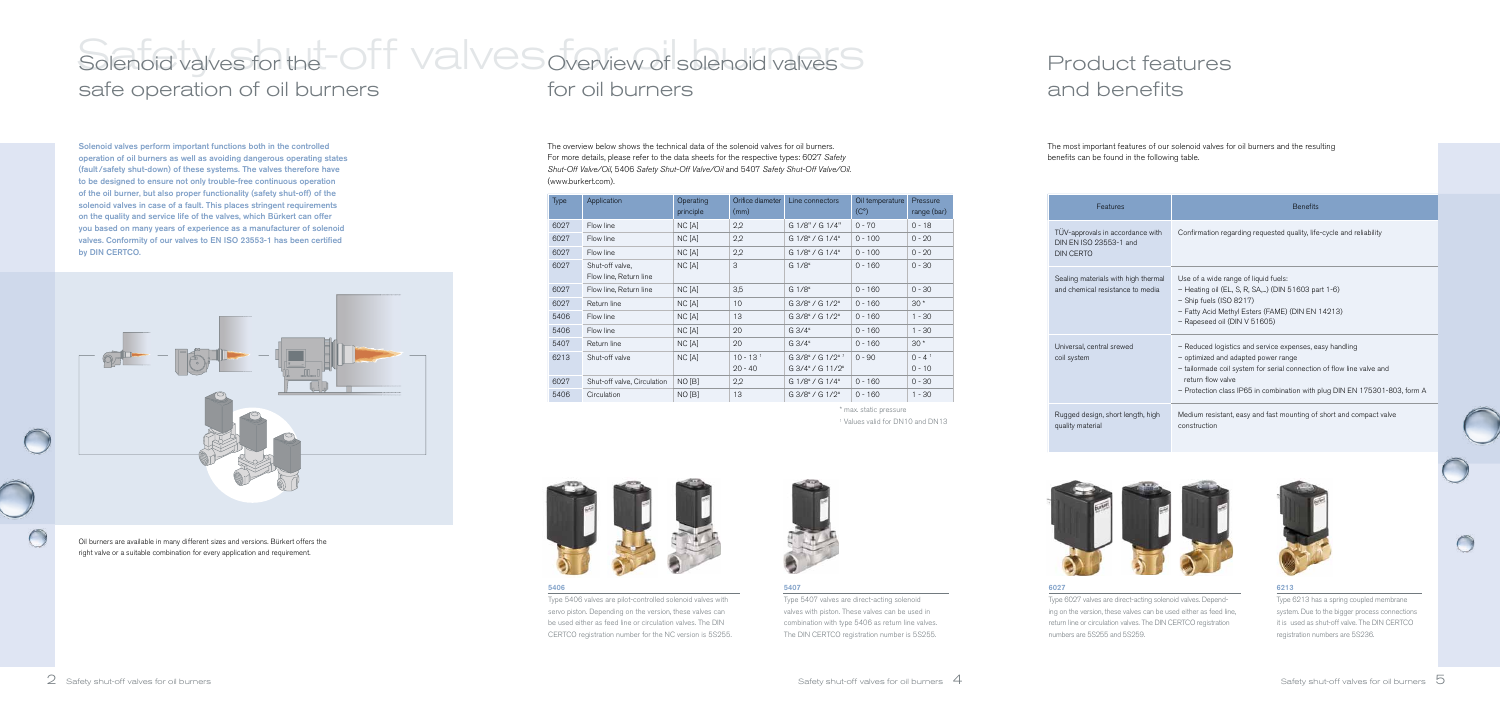# Solenoid valves for the safe operation of oil burners

**Solenoid valves perform important functions both in the controlled operation of oil burners as well as avoiding dangerous operating states (fault/safety shut-down) of these systems. The valves therefore have to be designed to ensure not only trouble-free continuous operation of the oil burner, but also proper functionality (safety shut-off) of the solenoid valves in case of a fault. This places stringent requirements on the quality and service life of the valves, which Bürkert can offer you based on many years of experience as a manufacturer of solenoid valves. Conformity of our valves to EN ISO 23553-1 has been certified by DIN CERTCO.**

Oil burners are available in many different sizes and versions. Bürkert offers the right valve or a suitable combination for every application and requirement.

# Overview of solenoid valves for oil burners

The overview below shows the technical data of the solenoid valves for oil burners. For more details, please refer to the data sheets for the respective types: 6027 *Safety Shut-Off Valve/Oil*, 5406 *Safety Shut-Off Valve/Oil* and 5407 *Safety Shut-Off Valve/Oil*. (www.burkert.com).

| Type | Application | Operating principle | Orifice diameter (mm) | Line connectors | Oil temperature (C°) | Pressure range (bar) |
|---|---|---|---|---|---|---|
| 6027 | Flow line | NC [A] | 2,2 | G 1/8" / G 1/4" | 0 - 70 | 0 - 18 |
| 6027 | Flow line | NC [A] | 2,2 | G 1/8" / G 1/4" | 0 - 100 | 0 - 20 |
| 6027 | Flow line | NC [A] | 2,2 | G 1/8" / G 1/4" | 0 - 100 | 0 - 20 |
| 6027 | Shut-off valve, Flow line, Return line | NC [A] | 3 | G 1/8" | 0 - 160 | 0 - 30 |
| 6027 | Flow line, Return line | NC [A] | 3,5 | G 1/8" | 0 - 160 | 0 - 30 |
| 6027 | Return line | NC [A] | 10 | G 3/8" / G 1/2" | 0 - 160 | 30 * |
| 5406 | Flow line | NC [A] | 13 | G 3/8" / G 1/2" | 0 - 160 | 1 - 30 |
| 5406 | Flow line | NC [A] | 20 | G 3/4" | 0 - 160 | 1 - 30 |
| 5407 | Return line | NC [A] | 20 | G 3/4" | 0 - 160 | 30 * |
| 6213 | Shut-off valve | NC [A] | 10 - 13 [1]<br>20 - 40 | G 3/8" / G 1/2" [1]<br>G 3/4" / G 11/2" | 0 - 90 | 0 - 4 [1]<br>0 - 10 |
| 6027 | Shut-off valve, Circulation | NO [B] | 2,2 | G 1/8" / G 1/4" | 0 - 160 | 0 - 30 |
| 5406 | Circulation | NO [B] | 13 | G 3/8" / G 1/2" | 0 - 160 | 1 - 30 |

\* max. static pressure

[1] Values valid for DN10 and DN13

**5406**

Type 5406 valves are pilot-controlled solenoid valves with servo piston. Depending on the version, these valves can be used either as feed line or circulation valves. The DIN CERTCO registration number for the NC version is 5S255.

**5407**

Type 5407 valves are direct-acting solenoid valves with piston. These valves can be used in combination with type 5406 as return line valves. The DIN CERTCO registration number is 5S255.

# Product features and benefits

The most important features of our solenoid valves for oil burners and the resulting benefits can be found in the following table.

| Features | Benefits |
|---|---|
| TÜV-approvals in accordance with DIN EN ISO 23553-1 and DIN CERTO | Confirmation regarding requested quality, life-cycle and reliability |
| Sealing materials with high thermal and chemical resistance to media | Use of a wide range of liquid fuels:<br>– Heating oil (EL, S, R, SA,...) (DIN 51603 part 1-6)<br>– Ship fuels (ISO 8217)<br>– Fatty Acid Methyl Esters (FAME) (DIN EN 14213)<br>– Rapeseed oil (DIN V 51605) |
| Universal, central srewed coil system | – Reduced logistics and service expenses, easy handling<br>– optimized and adapted power range<br>– tailormade coil system for serial connection of flow line valve and return flow valve<br>– Protection class IP65 in combination with plug DIN EN 175301-803, form A |
| Rugged design, short length, high quality material | Medium resistant, easy and fast mounting of short and compact valve construction |

**6027**

Type 6027 valves are direct-acting solenoid valves. Depending on the version, these valves can be used either as feed line, return line or circulation valves. The DIN CERTCO registration numbers are 5S255 and 5S259.

**6213**

Type 6213 has a spring coupled membrane system. Due to the bigger process connections it is used as shut-off valve. The DIN CERTCO registration numbers are 5S236.